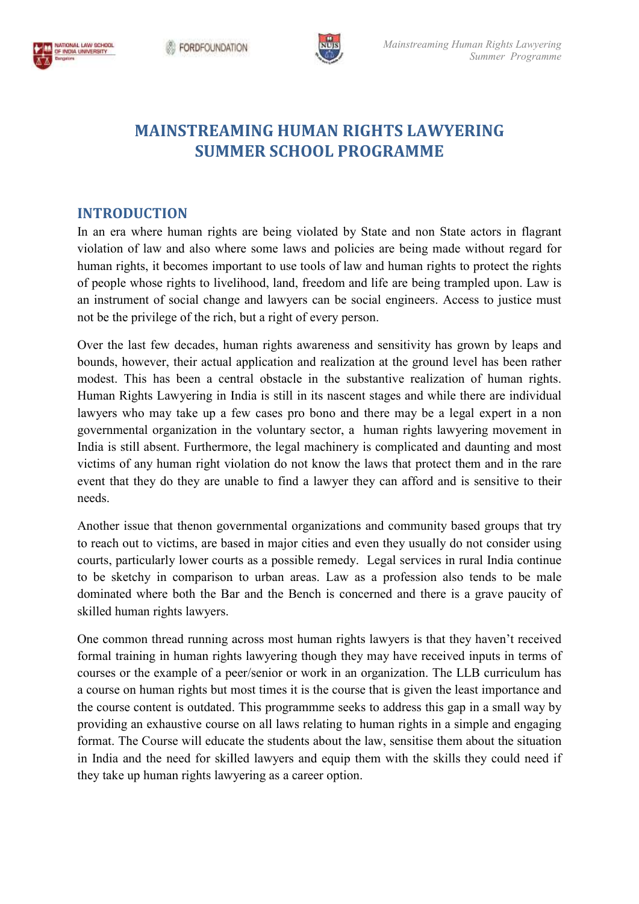# MAINSTREAMING HUMAN RIGHTS LAWYERING SUMMER SCHOOL PROGRAMME

## INTRODUCTION

In an era where human rights are being violated by State and non State actors in flagrant violation of law and also where some laws and policies are being made without regard for human rights, it becomes important to use tools of law and human rights to protect the rights of people whose rights to livelihood, land, freedom and life are being trampled upon. Law is an instrument of social change and lawyers can be social engineers. Access to justice must not be the privilege of the rich, but a right of every person.

Over the last few decades, human rights awareness and sensitivity has grown by leaps and bounds, however, their actual application and realization at the ground level has been rather modest. This has been a central obstacle in the substantive realization of human rights. Human Rights Lawyering in India is still in its nascent stages and while there are individual lawyers who may take up a few cases pro bono and there may be a legal expert in a non governmental organization in the voluntary sector, a human rights lawyering movement in India is still absent. Furthermore, the legal machinery is complicated and daunting and most victims of any human right violation do not know the laws that protect them and in the rare event that they do they are unable to find a lawyer they can afford and is sensitive to their needs.

Another issue that thenon governmental organizations and community based groups that try to reach out to victims, are based in major cities and even they usually do not consider using courts, particularly lower courts as a possible remedy. Legal services in rural India continue to be sketchy in comparison to urban areas. Law as a profession also tends to be male dominated where both the Bar and the Bench is concerned and there is a grave paucity of skilled human rights lawyers.

One common thread running across most human rights lawyers is that they haven't received formal training in human rights lawyering though they may have received inputs in terms of courses or the example of a peer/senior or work in an organization. The LLB curriculum has a course on human rights but most times it is the course that is given the least importance and the course content is outdated. This programmme seeks to address this gap in a small way by providing an exhaustive course on all laws relating to human rights in a simple and engaging format. The Course will educate the students about the law, sensitise them about the situation in India and the need for skilled lawyers and equip them with the skills they could need if they take up human rights lawyering as a career option.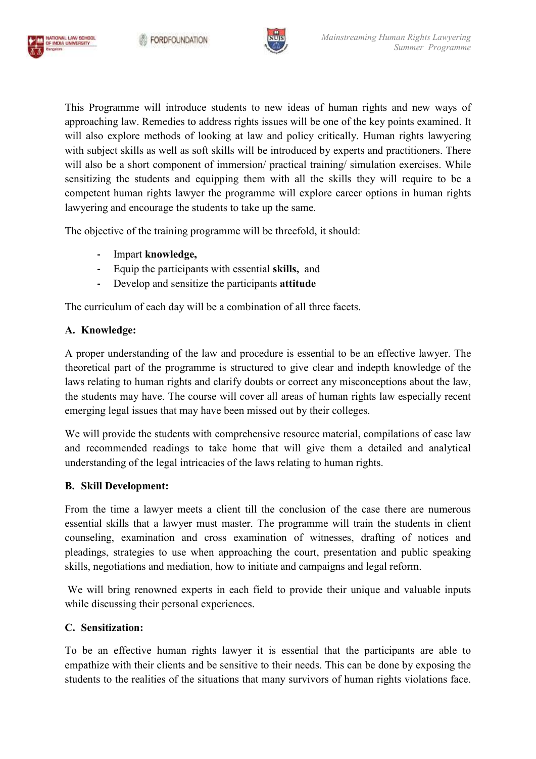This Programme will introduce students to new ideas of human rights and new ways of approaching law. Remedies to address rights issues will be one of the key points examined. It will also explore methods of looking at law and policy critically. Human rights lawyering with subject skills as well as soft skills will be introduced by experts and practitioners. There will also be a short component of immersion/ practical training/ simulation exercises. While sensitizing the students and equipping them with all the skills they will require to be a competent human rights lawyer the programme will explore career options in human rights lawyering and encourage the students to take up the same.

The objective of the training programme will be threefold, it should:

- Impart **knowledge,**
- Equip the participants with essential **skills,** and
- Develop and sensitize the participants **attitude**

The curriculum of each day will be a combination of all three facets.

**A. Knowledge:**

A proper understanding of the law and procedure is essential to be an effective lawyer. The theoretical part of the programme is structured to give clear and indepth knowledge of the laws relating to human rights and clarify doubts or correct any misconceptions about the law, the students may have. The course will cover all areas of human rights law especially recent emerging legal issues that may have been missed out by their colleges.

We will provide the students with comprehensive resource material, compilations of case law and recommended readings to take home that will give them a detailed and analytical understanding of the legal intricacies of the laws relating to human rights.

**B. Skill Development:**

From the time a lawyer meets a client till the conclusion of the case there are numerous essential skills that a lawyer must master. The programme will train the students in client counseling, examination and cross examination of witnesses, drafting of notices and pleadings, strategies to use when approaching the court, presentation and public speaking skills, negotiations and mediation, how to initiate and campaigns and legal reform.

We will bring renowned experts in each field to provide their unique and valuable inputs while discussing their personal experiences.

**C. Sensitization:**

To be an effective human rights lawyer it is essential that the participants are able to empathize with their clients and be sensitive to their needs. This can be done by exposing the students to the realities of the situations that many survivors of human rights violations face.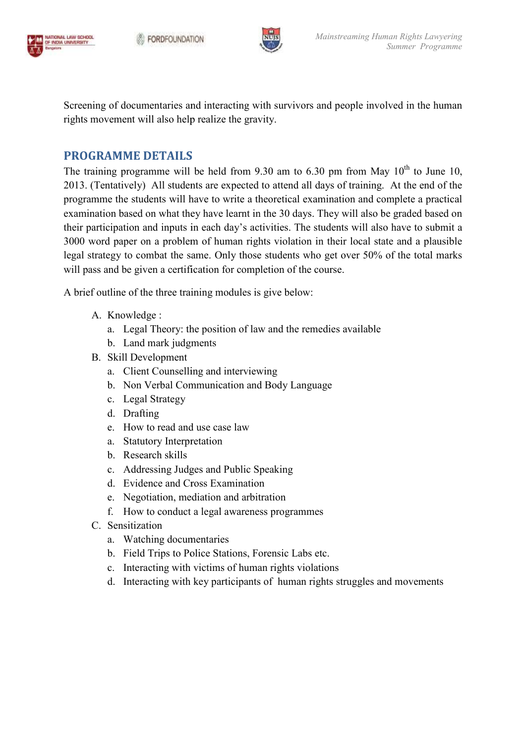Screening of documentaries and interacting with survivors and people involved in the human rights movement will also help realize the gravity.

## PROGRAMME DETAILS

The training programme will be held from 9.30 am to 6.30 pm from May 10$^{th}$ to June 10, 2013. (Tentatively) All students are expected to attend all days of training. At the end of the programme the students will have to write a theoretical examination and complete a practical examination based on what they have learnt in the 30 days. They will also be graded based on their participation and inputs in each day's activities. The students will also have to submit a 3000 word paper on a problem of human rights violation in their local state and a plausible legal strategy to combat the same. Only those students who get over 50% of the total marks will pass and be given a certification for completion of the course.

A brief outline of the three training modules is give below:

A. Knowledge :
   a. Legal Theory: the position of law and the remedies available
   b. Land mark judgments
B. Skill Development
   a. Client Counselling and interviewing
   b. Non Verbal Communication and Body Language
   c. Legal Strategy
   d. Drafting
   e. How to read and use case law
   a. Statutory Interpretation
   b. Research skills
   c. Addressing Judges and Public Speaking
   d. Evidence and Cross Examination
   e. Negotiation, mediation and arbitration
   f. How to conduct a legal awareness programmes
C. Sensitization
   a. Watching documentaries
   b. Field Trips to Police Stations, Forensic Labs etc.
   c. Interacting with victims of human rights violations
   d. Interacting with key participants of human rights struggles and movements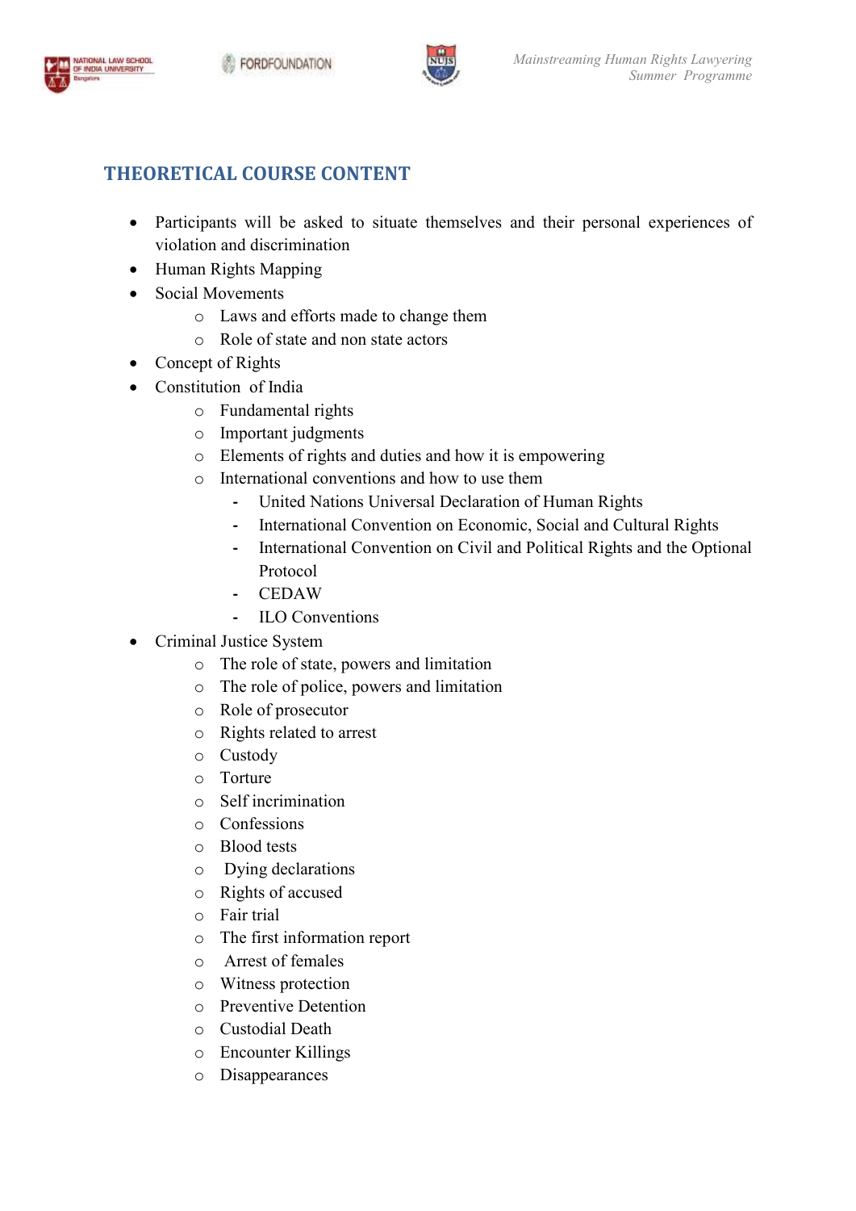## THEORETICAL COURSE CONTENT

- Participants will be asked to situate themselves and their personal experiences of violation and discrimination
- Human Rights Mapping
- Social Movements
  - Laws and efforts made to change them
  - Role of state and non state actors
- Concept of Rights
- Constitution of India
  - Fundamental rights
  - Important judgments
  - Elements of rights and duties and how it is empowering
  - International conventions and how to use them
    - United Nations Universal Declaration of Human Rights
    - International Convention on Economic, Social and Cultural Rights
    - International Convention on Civil and Political Rights and the Optional Protocol
    - CEDAW
    - ILO Conventions
- Criminal Justice System
  - The role of state, powers and limitation
  - The role of police, powers and limitation
  - Role of prosecutor
  - Rights related to arrest
  - Custody
  - Torture
  - Self incrimination
  - Confessions
  - Blood tests
  - Dying declarations
  - Rights of accused
  - Fair trial
  - The first information report
  - Arrest of females
  - Witness protection
  - Preventive Detention
  - Custodial Death
  - Encounter Killings
  - Disappearances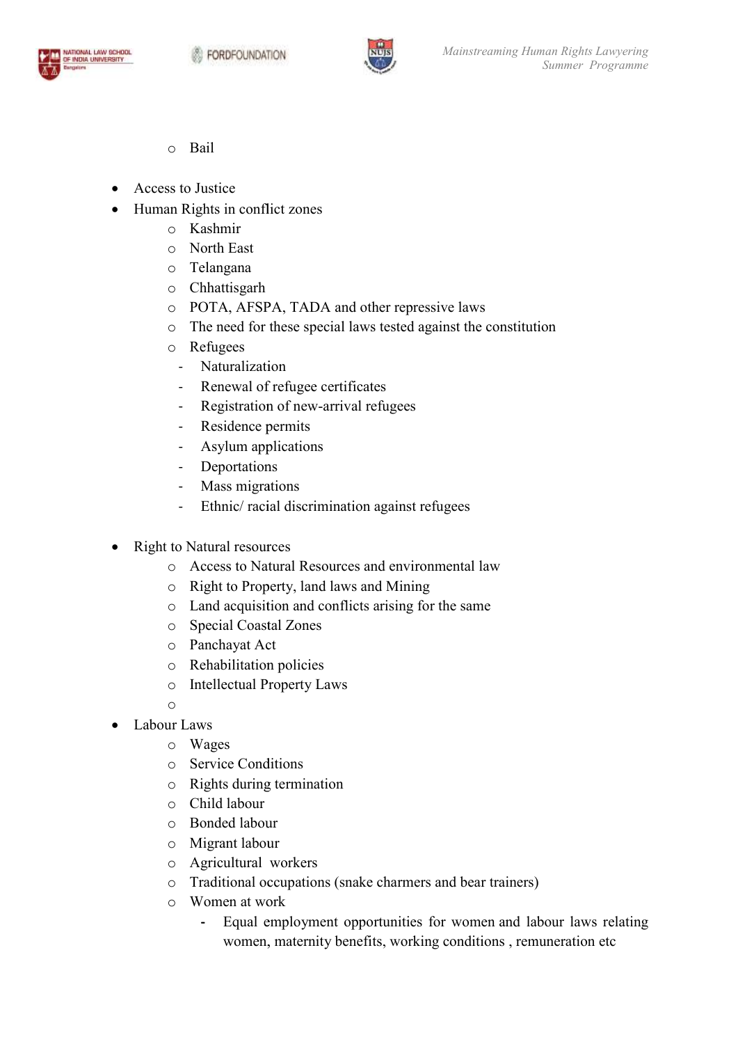- Bail

- Access to Justice
- Human Rights in conflict zones
  - Kashmir
  - North East
  - Telangana
  - Chhattisgarh
  - POTA, AFSPA, TADA and other repressive laws
  - The need for these special laws tested against the constitution
  - Refugees
    - Naturalization
    - Renewal of refugee certificates
    - Registration of new-arrival refugees
    - Residence permits
    - Asylum applications
    - Deportations
    - Mass migrations
    - Ethnic/ racial discrimination against refugees

- Right to Natural resources
  - Access to Natural Resources and environmental law
  - Right to Property, land laws and Mining
  - Land acquisition and conflicts arising for the same
  - Special Coastal Zones
  - Panchayat Act
  - Rehabilitation policies
  - Intellectual Property Laws
- Labour Laws
  - Wages
  - Service Conditions
  - Rights during termination
  - Child labour
  - Bonded labour
  - Migrant labour
  - Agricultural workers
  - Traditional occupations (snake charmers and bear trainers)
  - Women at work
    - Equal employment opportunities for women and labour laws relating women, maternity benefits, working conditions , remuneration etc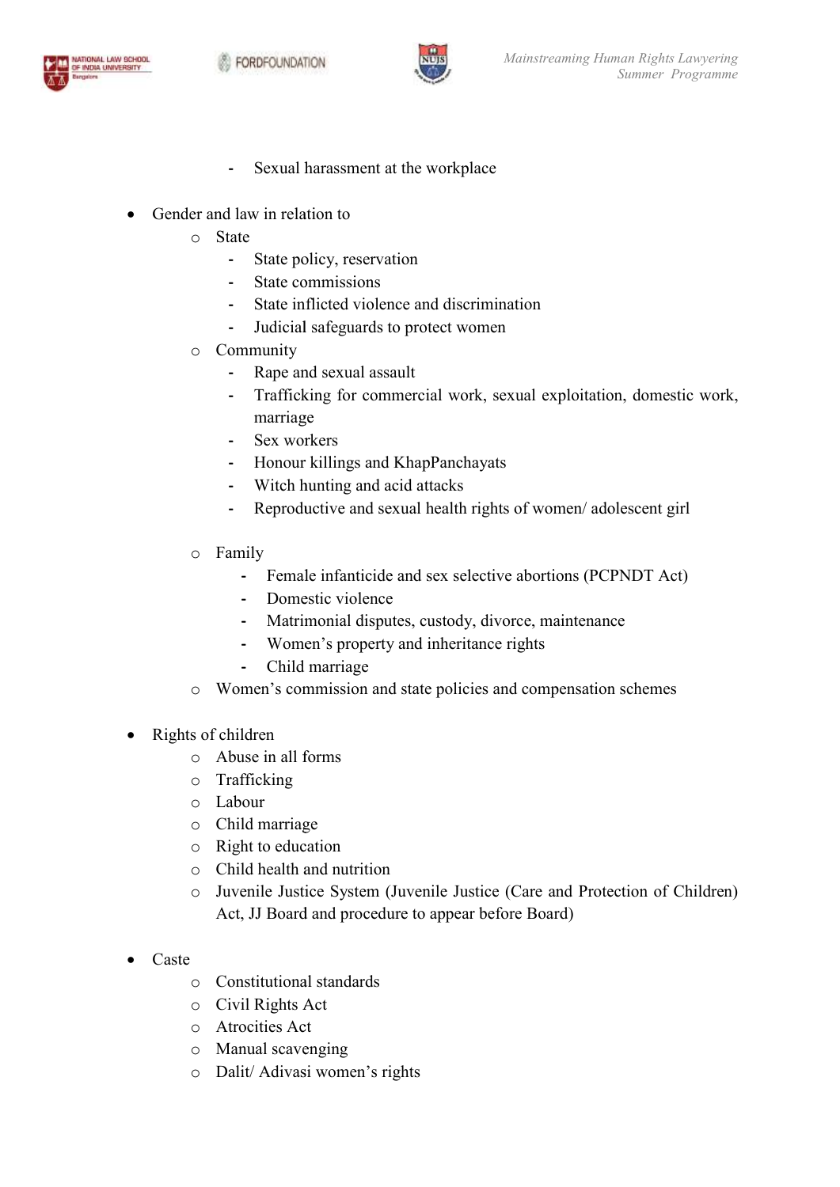- Sexual harassment at the workplace

- Gender and law in relation to
    - State
        - State policy, reservation
        - State commissions
        - State inflicted violence and discrimination
        - Judicial safeguards to protect women
    - Community
        - Rape and sexual assault
        - Trafficking for commercial work, sexual exploitation, domestic work, marriage
        - Sex workers
        - Honour killings and KhapPanchayats
        - Witch hunting and acid attacks
        - Reproductive and sexual health rights of women/ adolescent girl
    - Family
        - Female infanticide and sex selective abortions (PCPNDT Act)
        - Domestic violence
        - Matrimonial disputes, custody, divorce, maintenance
        - Women's property and inheritance rights
        - Child marriage
    - Women's commission and state policies and compensation schemes

- Rights of children
    - Abuse in all forms
    - Trafficking
    - Labour
    - Child marriage
    - Right to education
    - Child health and nutrition
    - Juvenile Justice System (Juvenile Justice (Care and Protection of Children) Act, JJ Board and procedure to appear before Board)

- Caste
    - Constitutional standards
    - Civil Rights Act
    - Atrocities Act
    - Manual scavenging
    - Dalit/ Adivasi women's rights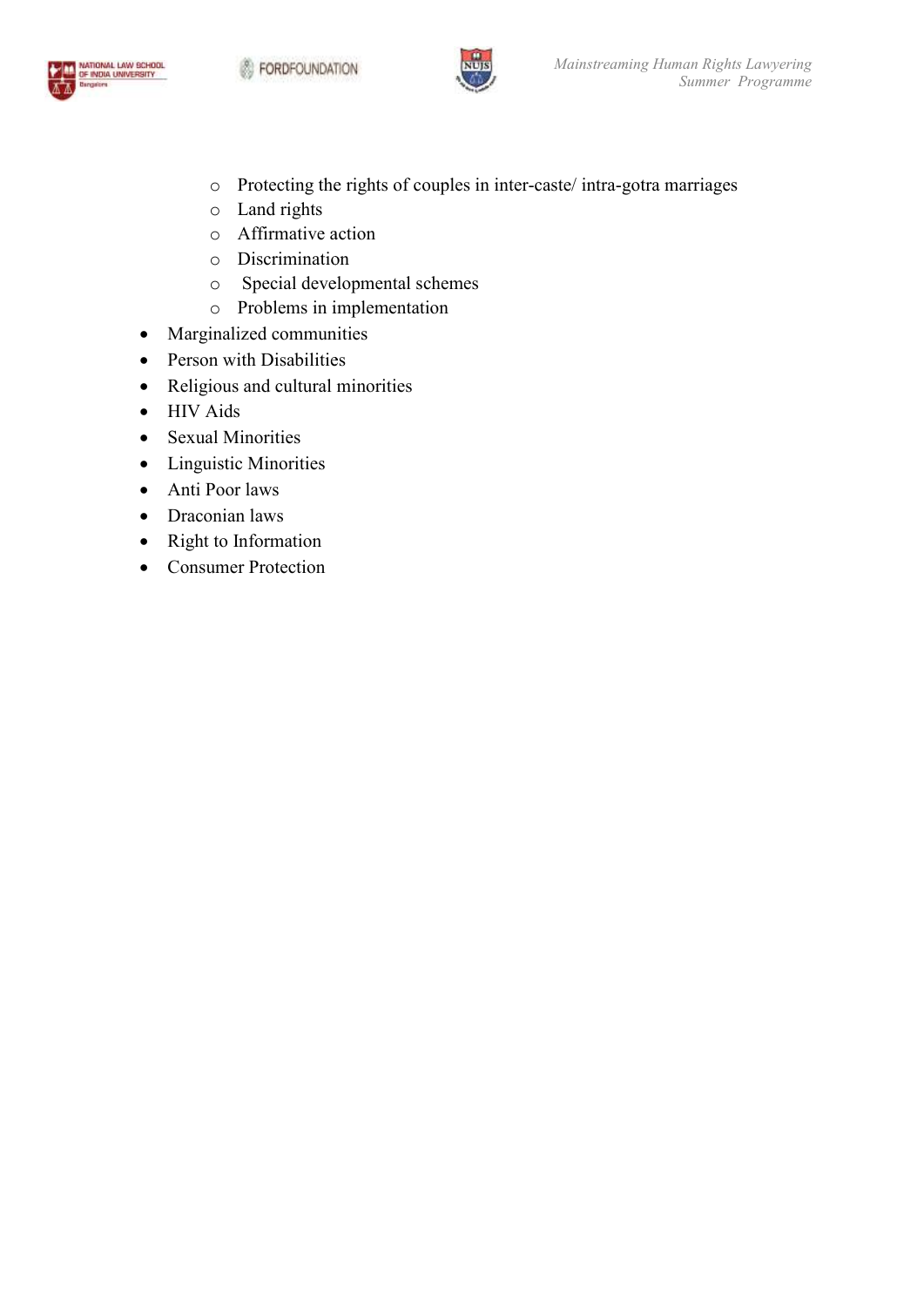- Protecting the rights of couples in inter-caste/ intra-gotra marriages
  - Land rights
  - Affirmative action
  - Discrimination
  - Special developmental schemes
  - Problems in implementation
- Marginalized communities
- Person with Disabilities
- Religious and cultural minorities
- HIV Aids
- Sexual Minorities
- Linguistic Minorities
- Anti Poor laws
- Draconian laws
- Right to Information
- Consumer Protection